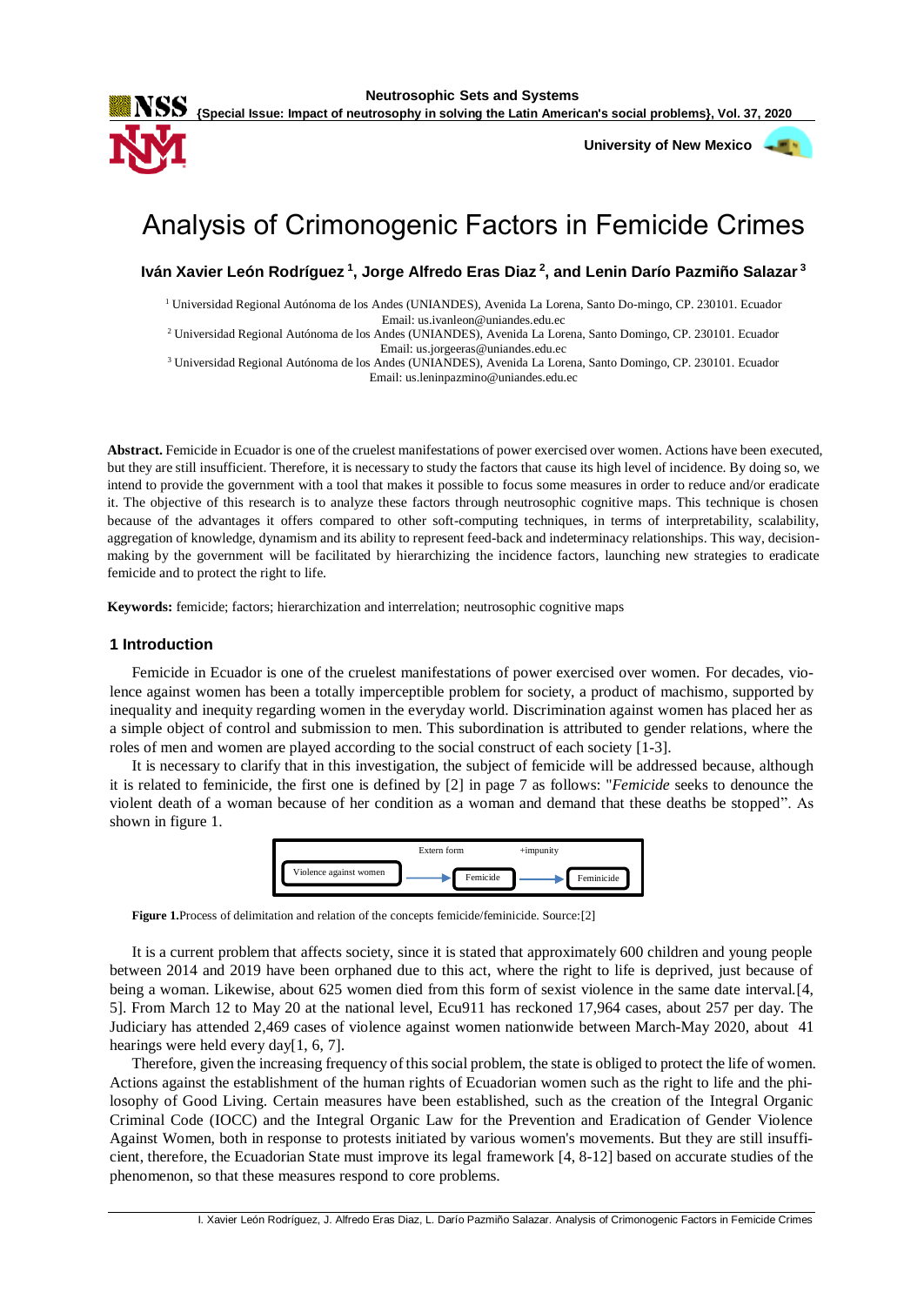# Analysis of Crimonogenic Factors in Femicide Crimes

**Iván Xavier León Rodríguez [1], Jorge Alfredo Eras Diaz [2], and Lenin Darío Pazmiño Salazar [3]**

[1] Universidad Regional Autónoma de los Andes (UNIANDES), Avenida La Lorena, Santo Do-mingo, CP. 230101. Ecuador
Email: us.ivanleon@uniandes.edu.ec

[2] Universidad Regional Autónoma de los Andes (UNIANDES), Avenida La Lorena, Santo Domingo, CP. 230101. Ecuador
Email: us.jorgeeras@uniandes.edu.ec

[3] Universidad Regional Autónoma de los Andes (UNIANDES), Avenida La Lorena, Santo Domingo, CP. 230101. Ecuador
Email: us.leninpazmino@uniandes.edu.ec

**Abstract.** Femicide in Ecuador is one of the cruelest manifestations of power exercised over women. Actions have been executed, but they are still insufficient. Therefore, it is necessary to study the factors that cause its high level of incidence. By doing so, we intend to provide the government with a tool that makes it possible to focus some measures in order to reduce and/or eradicate it. The objective of this research is to analyze these factors through neutrosophic cognitive maps. This technique is chosen because of the advantages it offers compared to other soft-computing techniques, in terms of interpretability, scalability, aggregation of knowledge, dynamism and its ability to represent feed-back and indeterminacy relationships. This way, decision-making by the government will be facilitated by hierarchizing the incidence factors, launching new strategies to eradicate femicide and to protect the right to life.

**Keywords:** femicide; factors; hierarchization and interrelation; neutrosophic cognitive maps

## 1 Introduction

Femicide in Ecuador is one of the cruelest manifestations of power exercised over women. For decades, violence against women has been a totally imperceptible problem for society, a product of machismo, supported by inequality and inequity regarding women in the everyday world. Discrimination against women has placed her as a simple object of control and submission to men. This subordination is attributed to gender relations, where the roles of men and women are played according to the social construct of each society [1-3].

It is necessary to clarify that in this investigation, the subject of femicide will be addressed because, although it is related to feminicide, the first one is defined by [2] in page 7 as follows: "*Femicide* seeks to denounce the violent death of a woman because of her condition as a woman and demand that these deaths be stopped". As shown in figure 1.

Violence against women → (Extern form) → Femicide → (+impunity) → Feminicide

**Figure 1.** Process of delimitation and relation of the concepts femicide/feminicide. Source:[2]

It is a current problem that affects society, since it is stated that approximately 600 children and young people between 2014 and 2019 have been orphaned due to this act, where the right to life is deprived, just because of being a woman. Likewise, about 625 women died from this form of sexist violence in the same date interval.[4, 5]. From March 12 to May 20 at the national level, Ecu911 has reckoned 17,964 cases, about 257 per day. The Judiciary has attended 2,469 cases of violence against women nationwide between March-May 2020, about 41 hearings were held every day[1, 6, 7].

Therefore, given the increasing frequency of this social problem, the state is obliged to protect the life of women. Actions against the establishment of the human rights of Ecuadorian women such as the right to life and the philosophy of Good Living. Certain measures have been established, such as the creation of the Integral Organic Criminal Code (IOCC) and the Integral Organic Law for the Prevention and Eradication of Gender Violence Against Women, both in response to protests initiated by various women's movements. But they are still insufficient, therefore, the Ecuadorian State must improve its legal framework [4, 8-12] based on accurate studies of the phenomenon, so that these measures respond to core problems.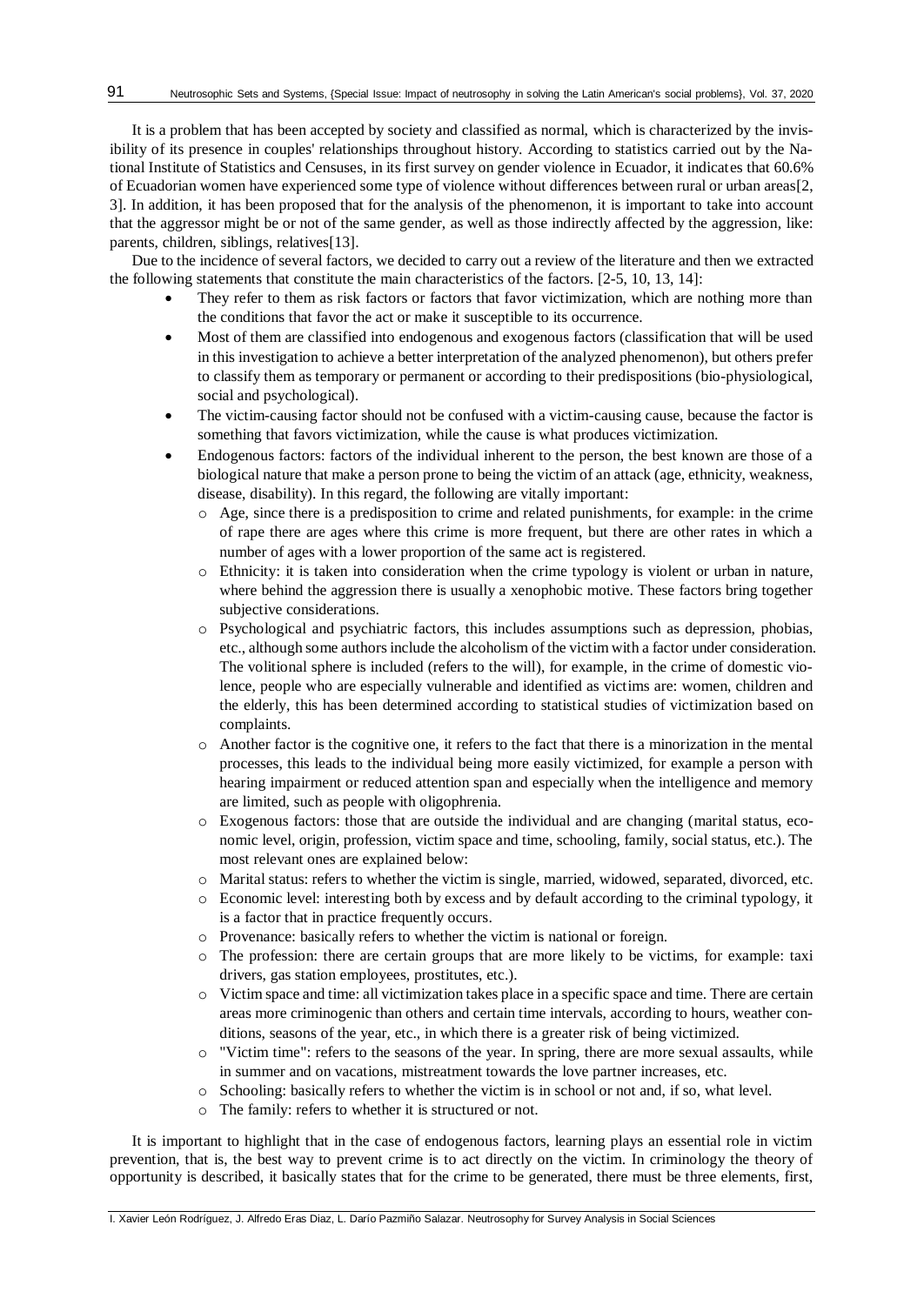It is a problem that has been accepted by society and classified as normal, which is characterized by the invisibility of its presence in couples' relationships throughout history. According to statistics carried out by the National Institute of Statistics and Censuses, in its first survey on gender violence in Ecuador, it indicates that 60.6% of Ecuadorian women have experienced some type of violence without differences between rural or urban areas[2, 3]. In addition, it has been proposed that for the analysis of the phenomenon, it is important to take into account that the aggressor might be or not of the same gender, as well as those indirectly affected by the aggression, like: parents, children, siblings, relatives[13].

Due to the incidence of several factors, we decided to carry out a review of the literature and then we extracted the following statements that constitute the main characteristics of the factors. [2-5, 10, 13, 14]:

- They refer to them as risk factors or factors that favor victimization, which are nothing more than the conditions that favor the act or make it susceptible to its occurrence.
- Most of them are classified into endogenous and exogenous factors (classification that will be used in this investigation to achieve a better interpretation of the analyzed phenomenon), but others prefer to classify them as temporary or permanent or according to their predispositions (bio-physiological, social and psychological).
- The victim-causing factor should not be confused with a victim-causing cause, because the factor is something that favors victimization, while the cause is what produces victimization.
- Endogenous factors: factors of the individual inherent to the person, the best known are those of a biological nature that make a person prone to being the victim of an attack (age, ethnicity, weakness, disease, disability). In this regard, the following are vitally important:
  - Age, since there is a predisposition to crime and related punishments, for example: in the crime of rape there are ages where this crime is more frequent, but there are other rates in which a number of ages with a lower proportion of the same act is registered.
  - Ethnicity: it is taken into consideration when the crime typology is violent or urban in nature, where behind the aggression there is usually a xenophobic motive. These factors bring together subjective considerations.
  - Psychological and psychiatric factors, this includes assumptions such as depression, phobias, etc., although some authors include the alcoholism of the victim with a factor under consideration. The volitional sphere is included (refers to the will), for example, in the crime of domestic violence, people who are especially vulnerable and identified as victims are: women, children and the elderly, this has been determined according to statistical studies of victimization based on complaints.
  - Another factor is the cognitive one, it refers to the fact that there is a minorization in the mental processes, this leads to the individual being more easily victimized, for example a person with hearing impairment or reduced attention span and especially when the intelligence and memory are limited, such as people with oligophrenia.
  - Exogenous factors: those that are outside the individual and are changing (marital status, economic level, origin, profession, victim space and time, schooling, family, social status, etc.). The most relevant ones are explained below:
  - Marital status: refers to whether the victim is single, married, widowed, separated, divorced, etc.
  - Economic level: interesting both by excess and by default according to the criminal typology, it is a factor that in practice frequently occurs.
  - Provenance: basically refers to whether the victim is national or foreign.
  - The profession: there are certain groups that are more likely to be victims, for example: taxi drivers, gas station employees, prostitutes, etc.).
  - Victim space and time: all victimization takes place in a specific space and time. There are certain areas more criminogenic than others and certain time intervals, according to hours, weather conditions, seasons of the year, etc., in which there is a greater risk of being victimized.
  - "Victim time": refers to the seasons of the year. In spring, there are more sexual assaults, while in summer and on vacations, mistreatment towards the love partner increases, etc.
  - Schooling: basically refers to whether the victim is in school or not and, if so, what level.
  - The family: refers to whether it is structured or not.

It is important to highlight that in the case of endogenous factors, learning plays an essential role in victim prevention, that is, the best way to prevent crime is to act directly on the victim. In criminology the theory of opportunity is described, it basically states that for the crime to be generated, there must be three elements, first,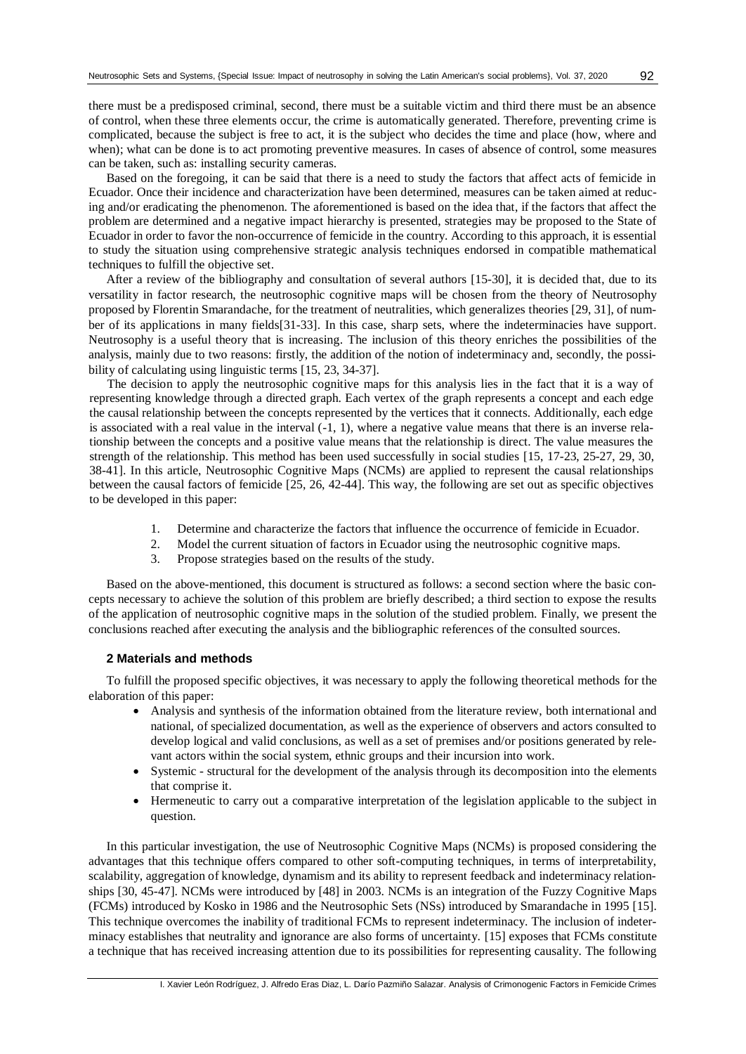there must be a predisposed criminal, second, there must be a suitable victim and third there must be an absence of control, when these three elements occur, the crime is automatically generated. Therefore, preventing crime is complicated, because the subject is free to act, it is the subject who decides the time and place (how, where and when); what can be done is to act promoting preventive measures. In cases of absence of control, some measures can be taken, such as: installing security cameras.

Based on the foregoing, it can be said that there is a need to study the factors that affect acts of femicide in Ecuador. Once their incidence and characterization have been determined, measures can be taken aimed at reducing and/or eradicating the phenomenon. The aforementioned is based on the idea that, if the factors that affect the problem are determined and a negative impact hierarchy is presented, strategies may be proposed to the State of Ecuador in order to favor the non-occurrence of femicide in the country. According to this approach, it is essential to study the situation using comprehensive strategic analysis techniques endorsed in compatible mathematical techniques to fulfill the objective set.

After a review of the bibliography and consultation of several authors [15-30], it is decided that, due to its versatility in factor research, the neutrosophic cognitive maps will be chosen from the theory of Neutrosophy proposed by Florentin Smarandache, for the treatment of neutralities, which generalizes theories [29, 31], of number of its applications in many fields[31-33]. In this case, sharp sets, where the indeterminacies have support. Neutrosophy is a useful theory that is increasing. The inclusion of this theory enriches the possibilities of the analysis, mainly due to two reasons: firstly, the addition of the notion of indeterminacy and, secondly, the possibility of calculating using linguistic terms [15, 23, 34-37].

The decision to apply the neutrosophic cognitive maps for this analysis lies in the fact that it is a way of representing knowledge through a directed graph. Each vertex of the graph represents a concept and each edge the causal relationship between the concepts represented by the vertices that it connects. Additionally, each edge is associated with a real value in the interval (-1, 1), where a negative value means that there is an inverse relationship between the concepts and a positive value means that the relationship is direct. The value measures the strength of the relationship. This method has been used successfully in social studies [15, 17-23, 25-27, 29, 30, 38-41]. In this article, Neutrosophic Cognitive Maps (NCMs) are applied to represent the causal relationships between the causal factors of femicide [25, 26, 42-44]. This way, the following are set out as specific objectives to be developed in this paper:

1. Determine and characterize the factors that influence the occurrence of femicide in Ecuador.
2. Model the current situation of factors in Ecuador using the neutrosophic cognitive maps.
3. Propose strategies based on the results of the study.

Based on the above-mentioned, this document is structured as follows: a second section where the basic concepts necessary to achieve the solution of this problem are briefly described; a third section to expose the results of the application of neutrosophic cognitive maps in the solution of the studied problem. Finally, we present the conclusions reached after executing the analysis and the bibliographic references of the consulted sources.

## 2 Materials and methods

To fulfill the proposed specific objectives, it was necessary to apply the following theoretical methods for the elaboration of this paper:

- Analysis and synthesis of the information obtained from the literature review, both international and national, of specialized documentation, as well as the experience of observers and actors consulted to develop logical and valid conclusions, as well as a set of premises and/or positions generated by relevant actors within the social system, ethnic groups and their incursion into work.
- Systemic - structural for the development of the analysis through its decomposition into the elements that comprise it.
- Hermeneutic to carry out a comparative interpretation of the legislation applicable to the subject in question.

In this particular investigation, the use of Neutrosophic Cognitive Maps (NCMs) is proposed considering the advantages that this technique offers compared to other soft-computing techniques, in terms of interpretability, scalability, aggregation of knowledge, dynamism and its ability to represent feedback and indeterminacy relationships [30, 45-47]. NCMs were introduced by [48] in 2003. NCMs is an integration of the Fuzzy Cognitive Maps (FCMs) introduced by Kosko in 1986 and the Neutrosophic Sets (NSs) introduced by Smarandache in 1995 [15]. This technique overcomes the inability of traditional FCMs to represent indeterminacy. The inclusion of indeterminacy establishes that neutrality and ignorance are also forms of uncertainty. [15] exposes that FCMs constitute a technique that has received increasing attention due to its possibilities for representing causality. The following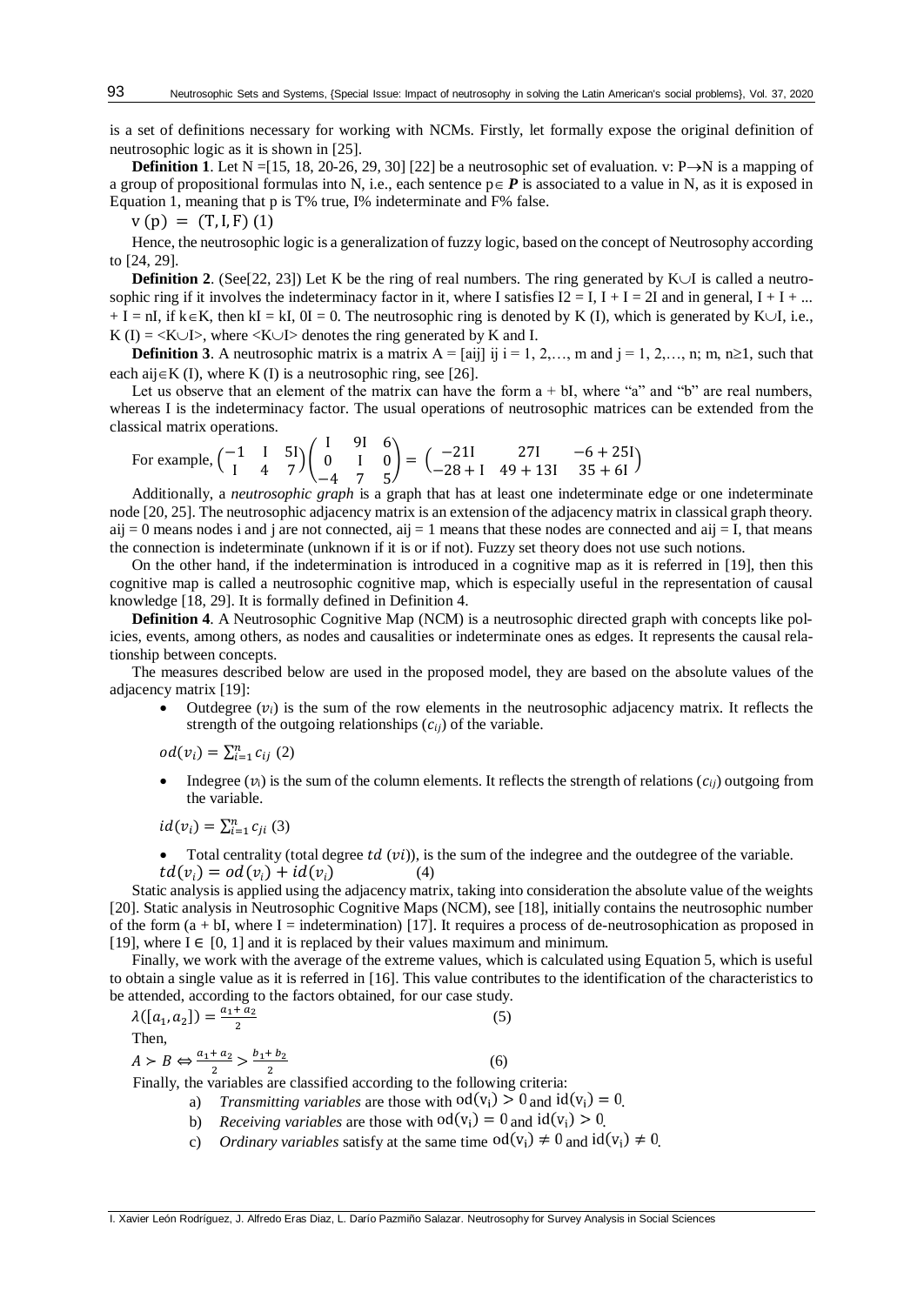is a set of definitions necessary for working with NCMs. Firstly, let formally expose the original definition of neutrosophic logic as it is shown in [25].

**Definition 1**. Let N =[15, 18, 20-26, 29, 30] [22] be a neutrosophic set of evaluation. v: P→N is a mapping of a group of propositional formulas into N, i.e., each sentence p∈ ***P*** is associated to a value in N, as it is exposed in Equation 1, meaning that p is T% true, I% indeterminate and F% false.

$$v(p) = (T, I, F) \quad (1)$$

Hence, the neutrosophic logic is a generalization of fuzzy logic, based on the concept of Neutrosophy according to [24, 29].

**Definition 2**. (See[22, 23]) Let K be the ring of real numbers. The ring generated by K∪I is called a neutrosophic ring if it involves the indeterminacy factor in it, where I satisfies I2 = I, I + I = 2I and in general, I + I + ... + I = nI, if k∈K, then kI = kI, 0I = 0. The neutrosophic ring is denoted by K (I), which is generated by K∪I, i.e., K (I) = <K∪I>, where <K∪I> denotes the ring generated by K and I.

**Definition 3**. A neutrosophic matrix is a matrix A = [aij] ij i = 1, 2,…, m and j = 1, 2,…, n; m, n≥1, such that each aij∈K (I), where K (I) is a neutrosophic ring, see [26].

Let us observe that an element of the matrix can have the form a + bI, where "a" and "b" are real numbers, whereas I is the indeterminacy factor. The usual operations of neutrosophic matrices can be extended from the classical matrix operations.

For example, $\begin{pmatrix} -1 & I & 5I \\ I & 4 & 7 \end{pmatrix}\begin{pmatrix} I & 9I & 6 \\ 0 & I & 0 \\ -4 & 7 & 5 \end{pmatrix} = \begin{pmatrix} -21I & 27I & -6+25I \\ -28+I & 49+13I & 35+6I \end{pmatrix}$

Additionally, a *neutrosophic graph* is a graph that has at least one indeterminate edge or one indeterminate node [20, 25]. The neutrosophic adjacency matrix is an extension of the adjacency matrix in classical graph theory. aij = 0 means nodes i and j are not connected, aij = 1 means that these nodes are connected and aij = I, that means the connection is indeterminate (unknown if it is or if not). Fuzzy set theory does not use such notions.

On the other hand, if the indetermination is introduced in a cognitive map as it is referred in [19], then this cognitive map is called a neutrosophic cognitive map, which is especially useful in the representation of causal knowledge [18, 29]. It is formally defined in Definition 4.

**Definition 4**. A Neutrosophic Cognitive Map (NCM) is a neutrosophic directed graph with concepts like policies, events, among others, as nodes and causalities or indeterminate ones as edges. It represents the causal relationship between concepts.

The measures described below are used in the proposed model, they are based on the absolute values of the adjacency matrix [19]:

- Outdegree ($v_i$) is the sum of the row elements in the neutrosophic adjacency matrix. It reflects the strength of the outgoing relationships ($c_{ij}$) of the variable.

$$od(v_i) = \sum_{i=1}^{n} c_{ij} \quad (2)$$

- Indegree ($v_i$) is the sum of the column elements. It reflects the strength of relations ($c_{ij}$) outgoing from the variable.

$$id(v_i) = \sum_{i=1}^{n} c_{ji} \quad (3)$$

- Total centrality (total degree $td\ (vi)$), is the sum of the indegree and the outdegree of the variable.

$$td(v_i) = od(v_i) + id(v_i) \quad (4)$$

Static analysis is applied using the adjacency matrix, taking into consideration the absolute value of the weights [20]. Static analysis in Neutrosophic Cognitive Maps (NCM), see [18], initially contains the neutrosophic number of the form (a + bI, where I = indetermination) [17]. It requires a process of de-neutrosophication as proposed in [19], where I ∈ [0, 1] and it is replaced by their values maximum and minimum.

Finally, we work with the average of the extreme values, which is calculated using Equation 5, which is useful to obtain a single value as it is referred in [16]. This value contributes to the identification of the characteristics to be attended, according to the factors obtained, for our case study.

$$\lambda([a_1, a_2]) = \frac{a_1 + a_2}{2} \quad (5)$$

Then,

$$A \succ B \Leftrightarrow \frac{a_1 + a_2}{2} > \frac{b_1 + b_2}{2} \quad (6)$$

Finally, the variables are classified according to the following criteria:

a) *Transmitting variables* are those with $od(v_i) > 0$ and $id(v_i) = 0$.
b) *Receiving variables* are those with $od(v_i) = 0$ and $id(v_i) > 0$.
c) *Ordinary variables* satisfy at the same time $od(v_i) \neq 0$ and $id(v_i) \neq 0$.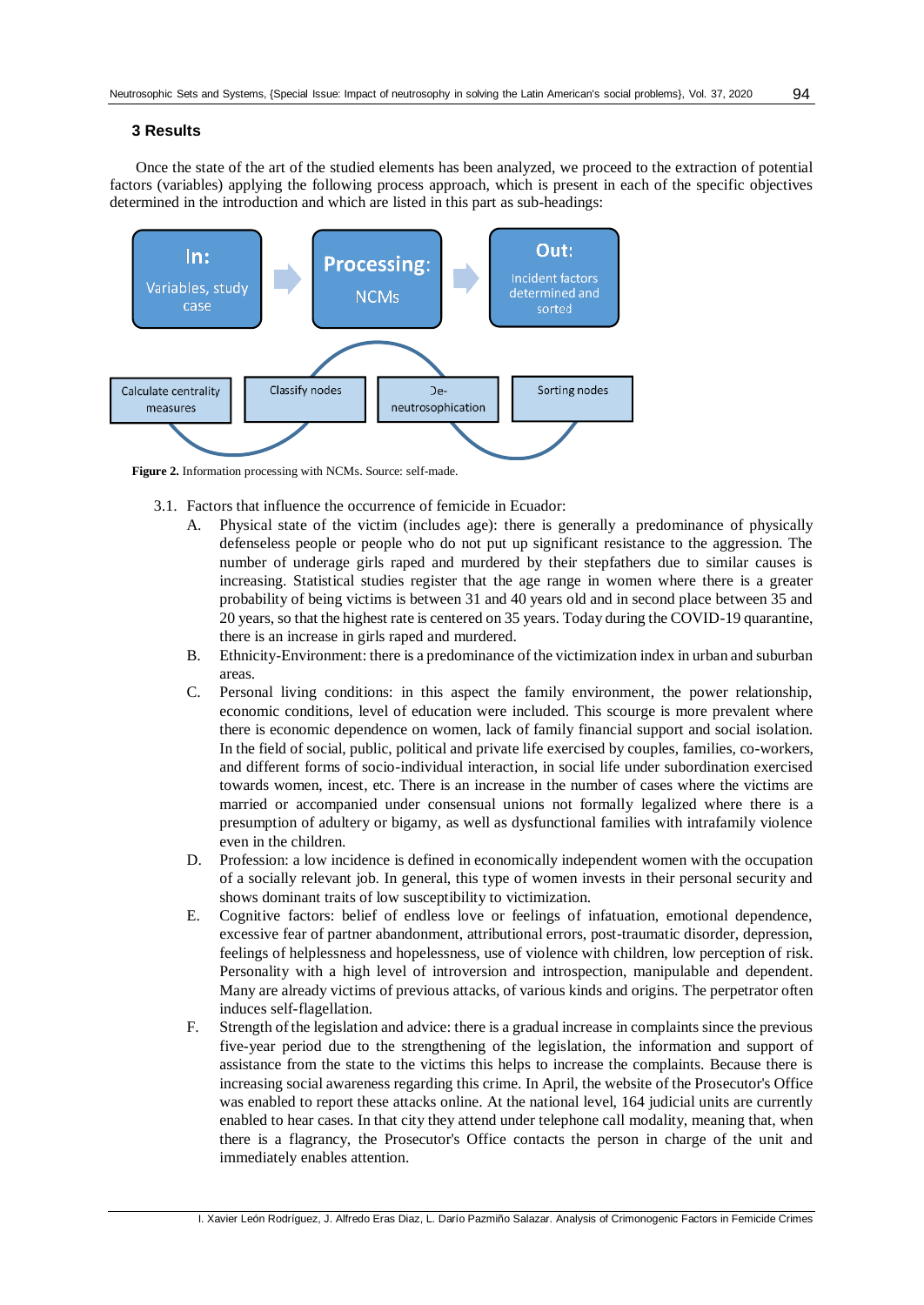## 3 Results

Once the state of the art of the studied elements has been analyzed, we proceed to the extraction of potential factors (variables) applying the following process approach, which is present in each of the specific objectives determined in the introduction and which are listed in this part as sub-headings:

In: Variables, study case → Processing: NCMs → Out: Incident factors determined and sorted

Calculate centrality measures — Classify nodes — De-neutrosophication — Sorting nodes

**Figure 2.** Information processing with NCMs. Source: self-made.

3.1. Factors that influence the occurrence of femicide in Ecuador:

A. Physical state of the victim (includes age): there is generally a predominance of physically defenseless people or people who do not put up significant resistance to the aggression. The number of underage girls raped and murdered by their stepfathers due to similar causes is increasing. Statistical studies register that the age range in women where there is a greater probability of being victims is between 31 and 40 years old and in second place between 35 and 20 years, so that the highest rate is centered on 35 years. Today during the COVID-19 quarantine, there is an increase in girls raped and murdered.

B. Ethnicity-Environment: there is a predominance of the victimization index in urban and suburban areas.

C. Personal living conditions: in this aspect the family environment, the power relationship, economic conditions, level of education were included. This scourge is more prevalent where there is economic dependence on women, lack of family financial support and social isolation. In the field of social, public, political and private life exercised by couples, families, co-workers, and different forms of socio-individual interaction, in social life under subordination exercised towards women, incest, etc. There is an increase in the number of cases where the victims are married or accompanied under consensual unions not formally legalized where there is a presumption of adultery or bigamy, as well as dysfunctional families with intrafamily violence even in the children.

D. Profession: a low incidence is defined in economically independent women with the occupation of a socially relevant job. In general, this type of women invests in their personal security and shows dominant traits of low susceptibility to victimization.

E. Cognitive factors: belief of endless love or feelings of infatuation, emotional dependence, excessive fear of partner abandonment, attributional errors, post-traumatic disorder, depression, feelings of helplessness and hopelessness, use of violence with children, low perception of risk. Personality with a high level of introversion and introspection, manipulable and dependent. Many are already victims of previous attacks, of various kinds and origins. The perpetrator often induces self-flagellation.

F. Strength of the legislation and advice: there is a gradual increase in complaints since the previous five-year period due to the strengthening of the legislation, the information and support of assistance from the state to the victims this helps to increase the complaints. Because there is increasing social awareness regarding this crime. In April, the website of the Prosecutor's Office was enabled to report these attacks online. At the national level, 164 judicial units are currently enabled to hear cases. In that city they attend under telephone call modality, meaning that, when there is a flagrancy, the Prosecutor's Office contacts the person in charge of the unit and immediately enables attention.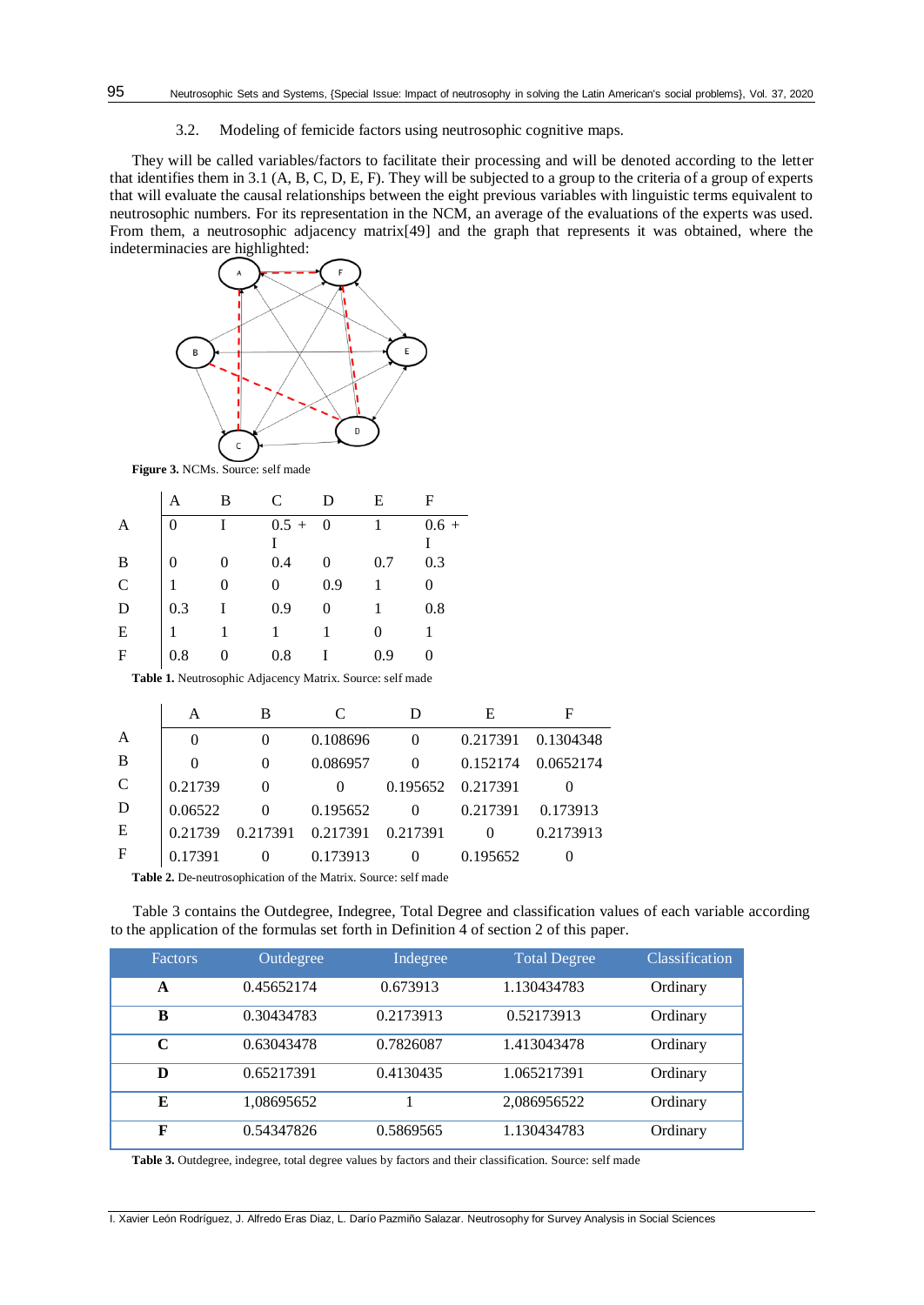### 3.2. Modeling of femicide factors using neutrosophic cognitive maps.

They will be called variables/factors to facilitate their processing and will be denoted according to the letter that identifies them in 3.1 (A, B, C, D, E, F). They will be subjected to a group to the criteria of a group of experts that will evaluate the causal relationships between the eight previous variables with linguistic terms equivalent to neutrosophic numbers. For its representation in the NCM, an average of the evaluations of the experts was used. From them, a neutrosophic adjacency matrix[49] and the graph that represents it was obtained, where the indeterminacies are highlighted:

**Figure 3.** NCMs. Source: self made

| | A | B | C | D | E | F |
|---|---|---|---|---|---|---|
| A | 0 | I | 0.5 + I | 0 | 1 | 0.6 + I |
| B | 0 | 0 | 0.4 | 0 | 0.7 | 0.3 |
| C | 1 | 0 | 0 | 0.9 | 1 | 0 |
| D | 0.3 | I | 0.9 | 0 | 1 | 0.8 |
| E | 1 | 1 | 1 | 1 | 0 | 1 |
| F | 0.8 | 0 | 0.8 | I | 0.9 | 0 |

**Table 1.** Neutrosophic Adjacency Matrix. Source: self made

| | A | B | C | D | E | F |
|---|---|---|---|---|---|---|
| A | 0 | 0 | 0.108696 | 0 | 0.217391 | 0.1304348 |
| B | 0 | 0 | 0.086957 | 0 | 0.152174 | 0.0652174 |
| C | 0.21739 | 0 | 0 | 0.195652 | 0.217391 | 0 |
| D | 0.06522 | 0 | 0.195652 | 0 | 0.217391 | 0.173913 |
| E | 0.21739 | 0.217391 | 0.217391 | 0.217391 | 0 | 0.2173913 |
| F | 0.17391 | 0 | 0.173913 | 0 | 0.195652 | 0 |

**Table 2.** De-neutrosophication of the Matrix. Source: self made

Table 3 contains the Outdegree, Indegree, Total Degree and classification values of each variable according to the application of the formulas set forth in Definition 4 of section 2 of this paper.

| Factors | Outdegree | Indegree | Total Degree | Classification |
|---|---|---|---|---|
| **A** | 0.45652174 | 0.673913 | 1.130434783 | Ordinary |
| **B** | 0.30434783 | 0.2173913 | 0.52173913 | Ordinary |
| **C** | 0.63043478 | 0.7826087 | 1.413043478 | Ordinary |
| **D** | 0.65217391 | 0.4130435 | 1.065217391 | Ordinary |
| **E** | 1,08695652 | 1 | 2,086956522 | Ordinary |
| **F** | 0.54347826 | 0.5869565 | 1.130434783 | Ordinary |

**Table 3.** Outdegree, indegree, total degree values by factors and their classification. Source: self made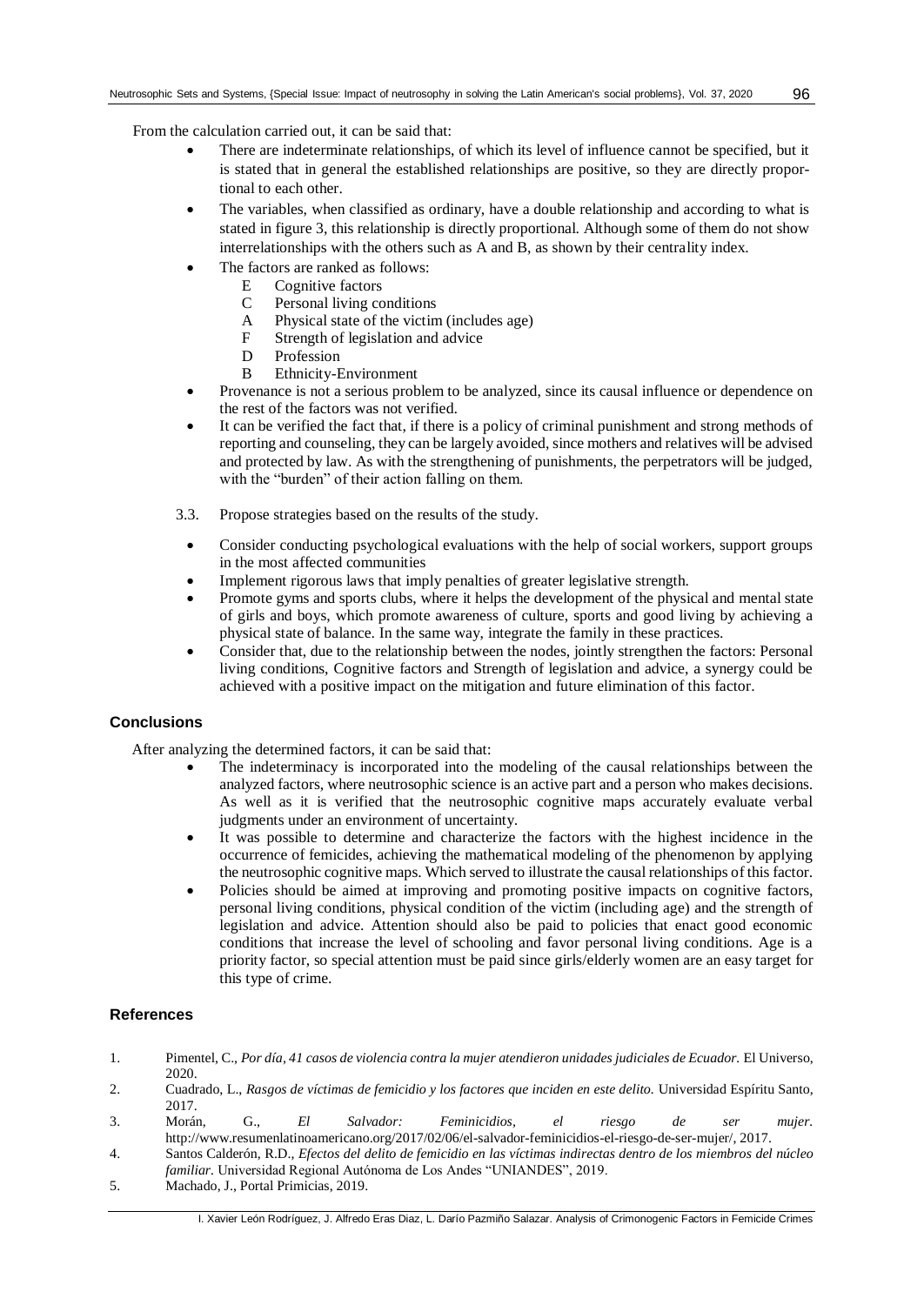From the calculation carried out, it can be said that:

- There are indeterminate relationships, of which its level of influence cannot be specified, but it is stated that in general the established relationships are positive, so they are directly proportional to each other.
- The variables, when classified as ordinary, have a double relationship and according to what is stated in figure 3, this relationship is directly proportional. Although some of them do not show interrelationships with the others such as A and B, as shown by their centrality index.
- The factors are ranked as follows:
  - E Cognitive factors
  - C Personal living conditions
  - A Physical state of the victim (includes age)
  - F Strength of legislation and advice
  - D Profession
  - B Ethnicity-Environment
- Provenance is not a serious problem to be analyzed, since its causal influence or dependence on the rest of the factors was not verified.
- It can be verified the fact that, if there is a policy of criminal punishment and strong methods of reporting and counseling, they can be largely avoided, since mothers and relatives will be advised and protected by law. As with the strengthening of punishments, the perpetrators will be judged, with the "burden" of their action falling on them.

3.3. Propose strategies based on the results of the study.

- Consider conducting psychological evaluations with the help of social workers, support groups in the most affected communities
- Implement rigorous laws that imply penalties of greater legislative strength.
- Promote gyms and sports clubs, where it helps the development of the physical and mental state of girls and boys, which promote awareness of culture, sports and good living by achieving a physical state of balance. In the same way, integrate the family in these practices.
- Consider that, due to the relationship between the nodes, jointly strengthen the factors: Personal living conditions, Cognitive factors and Strength of legislation and advice, a synergy could be achieved with a positive impact on the mitigation and future elimination of this factor.

## Conclusions

After analyzing the determined factors, it can be said that:

- The indeterminacy is incorporated into the modeling of the causal relationships between the analyzed factors, where neutrosophic science is an active part and a person who makes decisions. As well as it is verified that the neutrosophic cognitive maps accurately evaluate verbal judgments under an environment of uncertainty.
- It was possible to determine and characterize the factors with the highest incidence in the occurrence of femicides, achieving the mathematical modeling of the phenomenon by applying the neutrosophic cognitive maps. Which served to illustrate the causal relationships of this factor.
- Policies should be aimed at improving and promoting positive impacts on cognitive factors, personal living conditions, physical condition of the victim (including age) and the strength of legislation and advice. Attention should also be paid to policies that enact good economic conditions that increase the level of schooling and favor personal living conditions. Age is a priority factor, so special attention must be paid since girls/elderly women are an easy target for this type of crime.

## References

1. Pimentel, C., *Por día, 41 casos de violencia contra la mujer atendieron unidades judiciales de Ecuador.* El Universo, 2020.
2. Cuadrado, L., *Rasgos de víctimas de femicidio y los factores que inciden en este delito.* Universidad Espíritu Santo, 2017.
3. Morán, G., *El Salvador: Feminicidios, el riesgo de ser mujer.* http://www.resumenlatinoamericano.org/2017/02/06/el-salvador-feminicidios-el-riesgo-de-ser-mujer/, 2017.
4. Santos Calderón, R.D., *Efectos del delito de femicidio en las víctimas indirectas dentro de los miembros del núcleo familiar.* Universidad Regional Autónoma de Los Andes "UNIANDES", 2019.
5. Machado, J., Portal Primicias, 2019.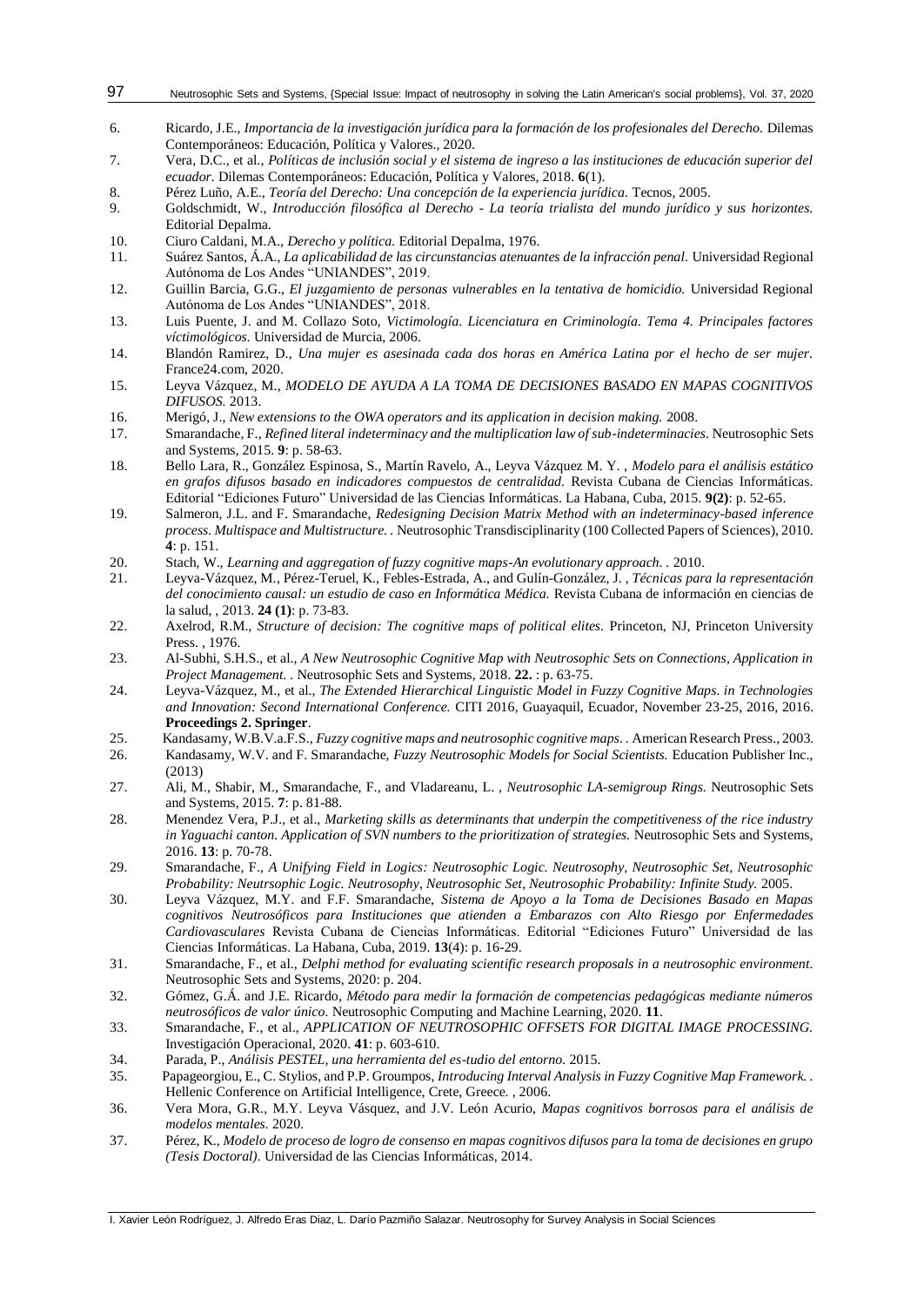6. Ricardo, J.E., *Importancia de la investigación jurídica para la formación de los profesionales del Derecho.* Dilemas Contemporáneos: Educación, Política y Valores., 2020.
7. Vera, D.C., et al., *Políticas de inclusión social y el sistema de ingreso a las instituciones de educación superior del ecuador.* Dilemas Contemporáneos: Educación, Política y Valores, 2018. **6**(1).
8. Pérez Luño, A.E., *Teoría del Derecho: Una concepción de la experiencia jurídica.* Tecnos, 2005.
9. Goldschmidt, W., *Introducción filosófica al Derecho - La teoría trialista del mundo jurídico y sus horizontes.* Editorial Depalma.
10. Ciuro Caldani, M.A., *Derecho y política.* Editorial Depalma, 1976.
11. Suárez Santos, Á.A., *La aplicabilidad de las circunstancias atenuantes de la infracción penal.* Universidad Regional Autónoma de Los Andes "UNIANDES", 2019.
12. Guillin Barcia, G.G., *El juzgamiento de personas vulnerables en la tentativa de homicidio.* Universidad Regional Autónoma de Los Andes "UNIANDES", 2018.
13. Luis Puente, J. and M. Collazo Soto, *Victimología. Licenciatura en Criminología. Tema 4. Principales factores víctimológicos.* Universidad de Murcia, 2006.
14. Blandón Ramirez, D., *Una mujer es asesinada cada dos horas en América Latina por el hecho de ser mujer.* France24.com, 2020.
15. Leyva Vázquez, M., *MODELO DE AYUDA A LA TOMA DE DECISIONES BASADO EN MAPAS COGNITIVOS DIFUSOS.* 2013.
16. Merigó, J., *New extensions to the OWA operators and its application in decision making.* 2008.
17. Smarandache, F., *Refined literal indeterminacy and the multiplication law of sub-indeterminacies.* Neutrosophic Sets and Systems, 2015. **9**: p. 58-63.
18. Bello Lara, R., González Espinosa, S., Martín Ravelo, A., Leyva Vázquez M. Y. , *Modelo para el análisis estático en grafos difusos basado en indicadores compuestos de centralidad.* Revista Cubana de Ciencias Informáticas. Editorial "Ediciones Futuro" Universidad de las Ciencias Informáticas. La Habana, Cuba, 2015. **9(2)**: p. 52-65.
19. Salmeron, J.L. and F. Smarandache, *Redesigning Decision Matrix Method with an indeterminacy-based inference process. Multispace and Multistructure.* . Neutrosophic Transdisciplinarity (100 Collected Papers of Sciences), 2010. **4**: p. 151.
20. Stach, W., *Learning and aggregation of fuzzy cognitive maps-An evolutionary approach.* . 2010.
21. Leyva-Vázquez, M., Pérez-Teruel, K., Febles-Estrada, A., and Gulín-González, J. , *Técnicas para la representación del conocimiento causal: un estudio de caso en Informática Médica.* Revista Cubana de información en ciencias de la salud, , 2013. **24 (1)**: p. 73-83.
22. Axelrod, R.M., *Structure of decision: The cognitive maps of political elites.* Princeton, NJ, Princeton University Press. , 1976.
23. Al-Subhi, S.H.S., et al., *A New Neutrosophic Cognitive Map with Neutrosophic Sets on Connections, Application in Project Management.* . Neutrosophic Sets and Systems, 2018. **22.** : p. 63-75.
24. Leyva-Vázquez, M., et al., *The Extended Hierarchical Linguistic Model in Fuzzy Cognitive Maps. in Technologies and Innovation: Second International Conference.* CITI 2016, Guayaquil, Ecuador, November 23-25, 2016, 2016. **Proceedings 2. Springer**.
25. Kandasamy, W.B.V.a.F.S., *Fuzzy cognitive maps and neutrosophic cognitive maps.* . American Research Press., 2003.
26. Kandasamy, W.V. and F. Smarandache, *Fuzzy Neutrosophic Models for Social Scientists.* Education Publisher Inc., (2013)
27. Ali, M., Shabir, M., Smarandache, F., and Vladareanu, L. , *Neutrosophic LA-semigroup Rings.* Neutrosophic Sets and Systems, 2015. **7**: p. 81-88.
28. Menendez Vera, P.J., et al., *Marketing skills as determinants that underpin the competitiveness of the rice industry in Yaguachi canton. Application of SVN numbers to the prioritization of strategies.* Neutrosophic Sets and Systems, 2016. **13**: p. 70-78.
29. Smarandache, F., *A Unifying Field in Logics: Neutrosophic Logic. Neutrosophy, Neutrosophic Set, Neutrosophic Probability: Neutrsophic Logic. Neutrosophy, Neutrosophic Set, Neutrosophic Probability: Infinite Study.* 2005.
30. Leyva Vázquez, M.Y. and F.F. Smarandache, *Sistema de Apoyo a la Toma de Decisiones Basado en Mapas cognitivos Neutrosóficos para Instituciones que atienden a Embarazos con Alto Riesgo por Enfermedades Cardiovasculares* Revista Cubana de Ciencias Informáticas. Editorial "Ediciones Futuro" Universidad de las Ciencias Informáticas. La Habana, Cuba, 2019. **13**(4): p. 16-29.
31. Smarandache, F., et al., *Delphi method for evaluating scientific research proposals in a neutrosophic environment.* Neutrosophic Sets and Systems, 2020: p. 204.
32. Gómez, G.Á. and J.E. Ricardo, *Método para medir la formación de competencias pedagógicas mediante números neutrosóficos de valor único.* Neutrosophic Computing and Machine Learning, 2020. **11**.
33. Smarandache, F., et al., *APPLICATION OF NEUTROSOPHIC OFFSETS FOR DIGITAL IMAGE PROCESSING.* Investigación Operacional, 2020. **41**: p. 603-610.
34. Parada, P., *Análisis PESTEL, una herramienta del es-tudio del entorno.* 2015.
35. Papageorgiou, E., C. Stylios, and P.P. Groumpos, *Introducing Interval Analysis in Fuzzy Cognitive Map Framework.* . Hellenic Conference on Artificial Intelligence, Crete, Greece. , 2006.
36. Vera Mora, G.R., M.Y. Leyva Vásquez, and J.V. León Acurio, *Mapas cognitivos borrosos para el análisis de modelos mentales.* 2020.
37. Pérez, K., *Modelo de proceso de logro de consenso en mapas cognitivos difusos para la toma de decisiones en grupo (Tesis Doctoral).* Universidad de las Ciencias Informáticas, 2014.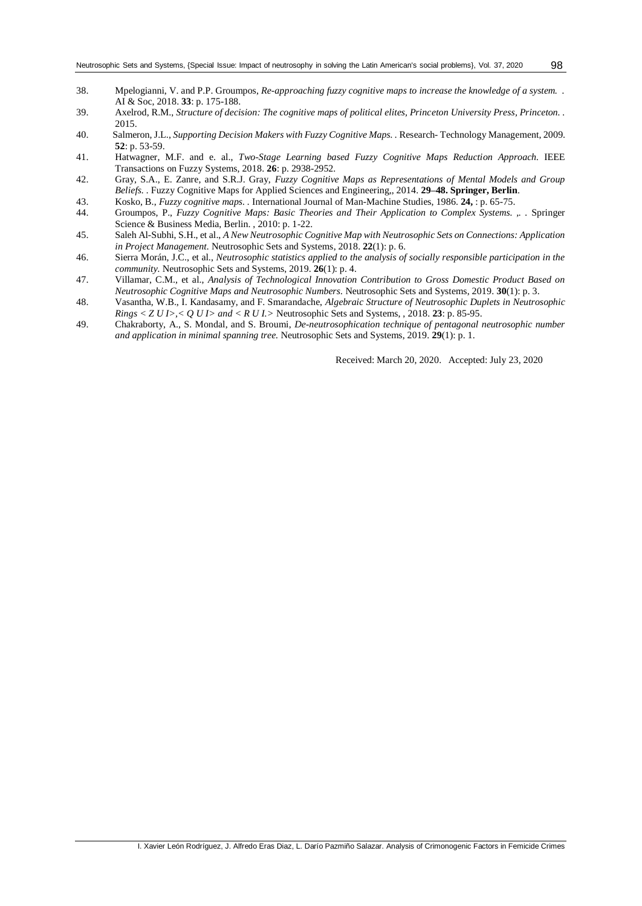38. Mpelogianni, V. and P.P. Groumpos, *Re-approaching fuzzy cognitive maps to increase the knowledge of a system.* . AI & Soc, 2018. **33**: p. 175-188.
39. Axelrod, R.M., *Structure of decision: The cognitive maps of political elites, Princeton University Press, Princeton.* . 2015.
40. Salmeron, J.L., *Supporting Decision Makers with Fuzzy Cognitive Maps.* . Research- Technology Management, 2009. **52**: p. 53-59.
41. Hatwagner, M.F. and e. al., *Two-Stage Learning based Fuzzy Cognitive Maps Reduction Approach.* IEEE Transactions on Fuzzy Systems, 2018. **26**: p. 2938-2952.
42. Gray, S.A., E. Zanre, and S.R.J. Gray, *Fuzzy Cognitive Maps as Representations of Mental Models and Group Beliefs.* . Fuzzy Cognitive Maps for Applied Sciences and Engineering,, 2014. **29–48. Springer, Berlin**.
43. Kosko, B., *Fuzzy cognitive maps.* . International Journal of Man-Machine Studies, 1986. **24,** : p. 65-75.
44. Groumpos, P., *Fuzzy Cognitive Maps: Basic Theories and Their Application to Complex Systems.* ,. . Springer Science & Business Media, Berlin. , 2010: p. 1-22.
45. Saleh Al-Subhi, S.H., et al., *A New Neutrosophic Cognitive Map with Neutrosophic Sets on Connections: Application in Project Management.* Neutrosophic Sets and Systems, 2018. **22**(1): p. 6.
46. Sierra Morán, J.C., et al., *Neutrosophic statistics applied to the analysis of socially responsible participation in the community.* Neutrosophic Sets and Systems, 2019. **26**(1): p. 4.
47. Villamar, C.M., et al., *Analysis of Technological Innovation Contribution to Gross Domestic Product Based on Neutrosophic Cognitive Maps and Neutrosophic Numbers.* Neutrosophic Sets and Systems, 2019. **30**(1): p. 3.
48. Vasantha, W.B., I. Kandasamy, and F. Smarandache, *Algebraic Structure of Neutrosophic Duplets in Neutrosophic Rings < Z U I>,< Q U I> and < R U I.>* Neutrosophic Sets and Systems, , 2018. **23**: p. 85-95.
49. Chakraborty, A., S. Mondal, and S. Broumi, *De-neutrosophication technique of pentagonal neutrosophic number and application in minimal spanning tree.* Neutrosophic Sets and Systems, 2019. **29**(1): p. 1.

Received: March 20, 2020. Accepted: July 23, 2020